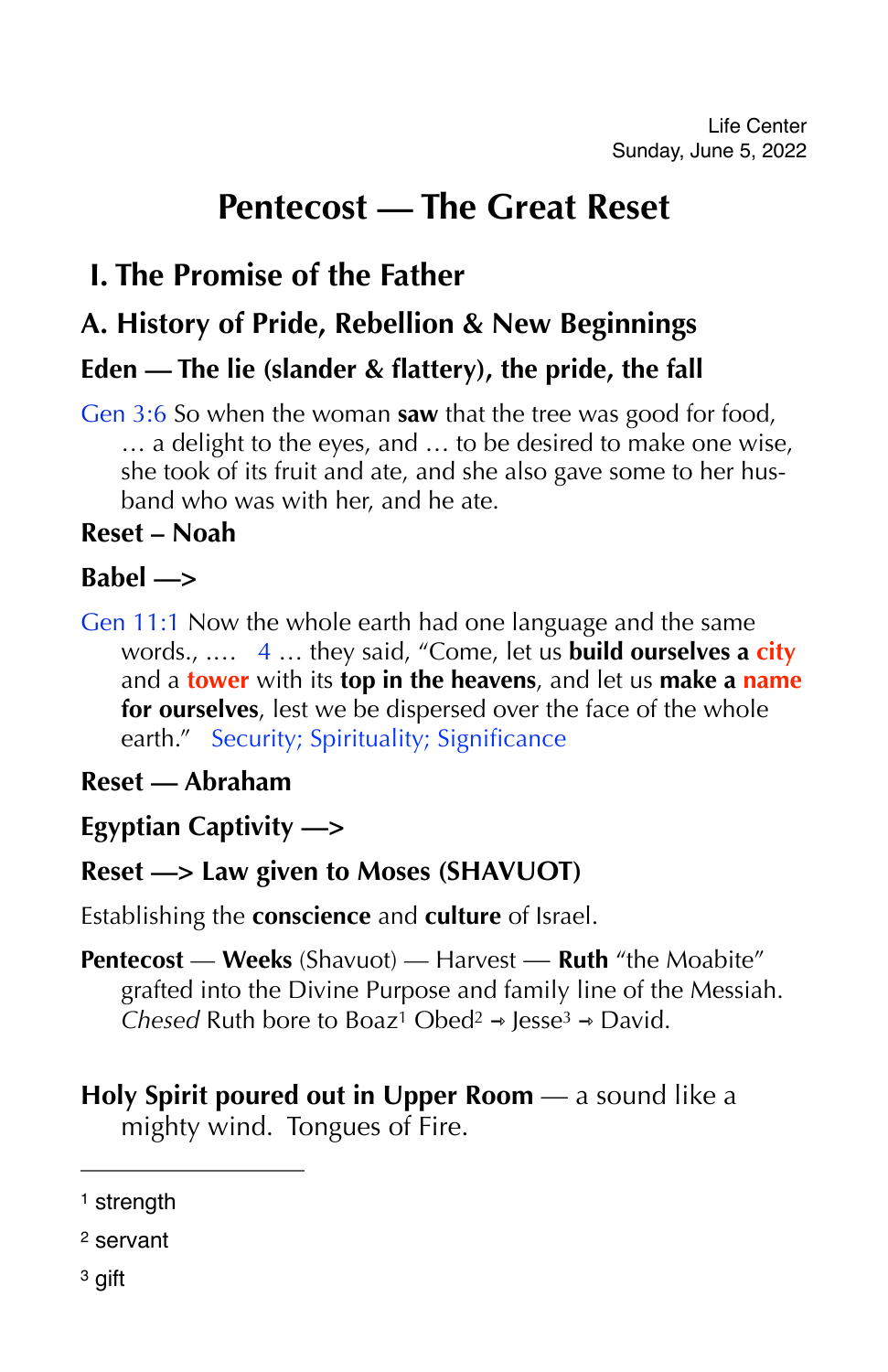Life Center
Sunday, June 5, 2022

# Pentecost — The Great Reset

## I. The Promise of the Father

### A. History of Pride, Rebellion & New Beginnings

**Eden — The lie (slander & flattery), the pride, the fall**

Gen 3:6 So when the woman **saw** that the tree was good for food, … a delight to the eyes, and … to be desired to make one wise, she took of its fruit and ate, and she also gave some to her husband who was with her, and he ate.

**Reset – Noah**

**Babel —>**

Gen 11:1 Now the whole earth had one language and the same words., …. 4 … they said, "Come, let us **build ourselves a city** and a **tower** with its **top in the heavens**, and let us **make a name for ourselves**, lest we be dispersed over the face of the whole earth." Security; Spirituality; Significance

**Reset — Abraham**

**Egyptian Captivity —>**

**Reset —> Law given to Moses (SHAVUOT)**

Establishing the **conscience** and **culture** of Israel.

**Pentecost** — **Weeks** (Shavuot) — Harvest — **Ruth** "the Moabite" grafted into the Divine Purpose and family line of the Messiah. *Chesed* Ruth bore to Boaz[1] Obed[2] → Jesse[3] → David.

**Holy Spirit poured out in Upper Room** — a sound like a mighty wind. Tongues of Fire.

---

[1] strength

[2] servant

[3] gift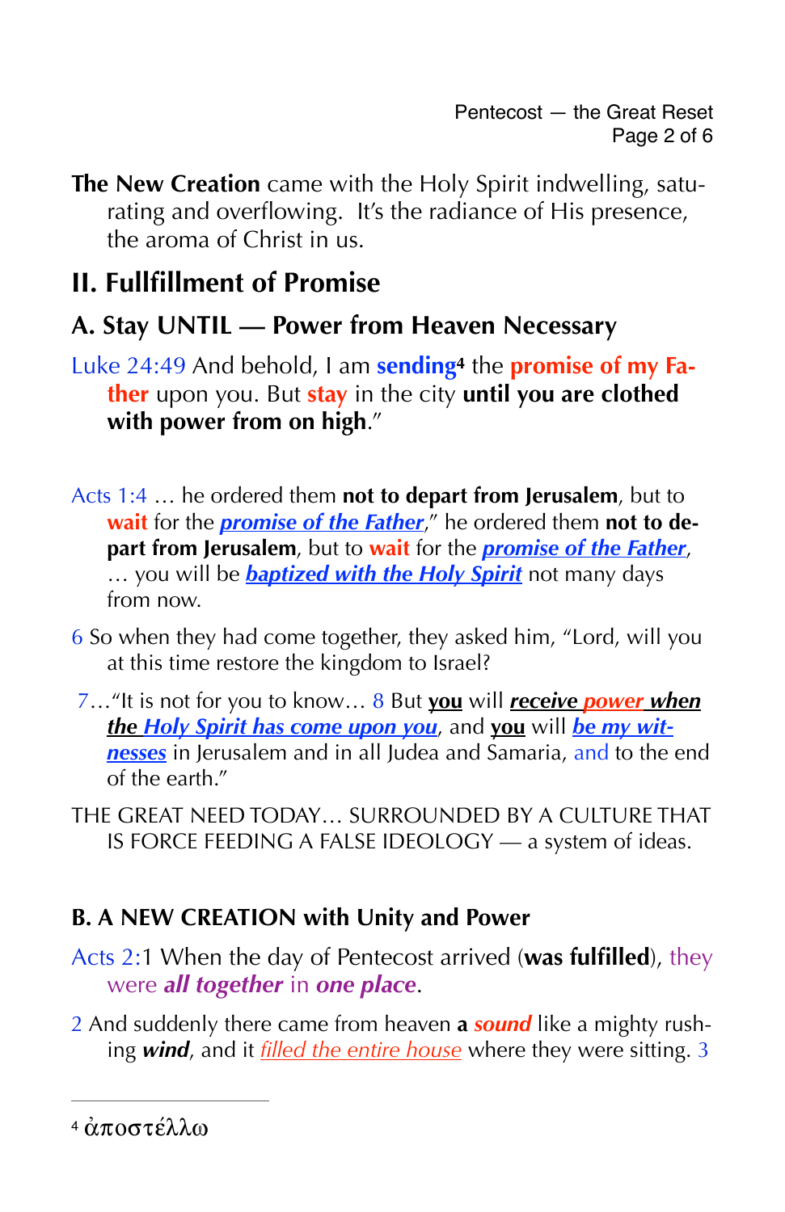**The New Creation** came with the Holy Spirit indwelling, saturating and overflowing. It's the radiance of His presence, the aroma of Christ in us.

## II. Fullfillment of Promise

### A. Stay UNTIL — Power from Heaven Necessary

Luke 24:49 And behold, I am **sending**[4] the **promise of my Father** upon you. But **stay** in the city **until you are clothed with power from on high**."

Acts 1:4 … he ordered them **not to depart from Jerusalem**, but to **wait** for the ***promise of the Father***," he ordered them **not to depart from Jerusalem**, but to **wait** for the ***promise of the Father***, … you will be ***baptized with the Holy Spirit*** not many days from now.

6 So when they had come together, they asked him, "Lord, will you at this time restore the kingdom to Israel?

7…"It is not for you to know… 8 But **you** will ***receive power when the Holy Spirit has come upon you***, and **you** will ***be my witnesses*** in Jerusalem and in all Judea and Samaria, and to the end of the earth."

THE GREAT NEED TODAY… SURROUNDED BY A CULTURE THAT IS FORCE FEEDING A FALSE IDEOLOGY — a system of ideas.

### B. A NEW CREATION with Unity and Power

Acts 2:1 When the day of Pentecost arrived (**was fulfilled**), they were ***all together*** in ***one place***.

2 And suddenly there came from heaven **a** ***sound*** like a mighty rushing ***wind***, and it *filled the entire house* where they were sitting. 3

[4] ἀποστέλλω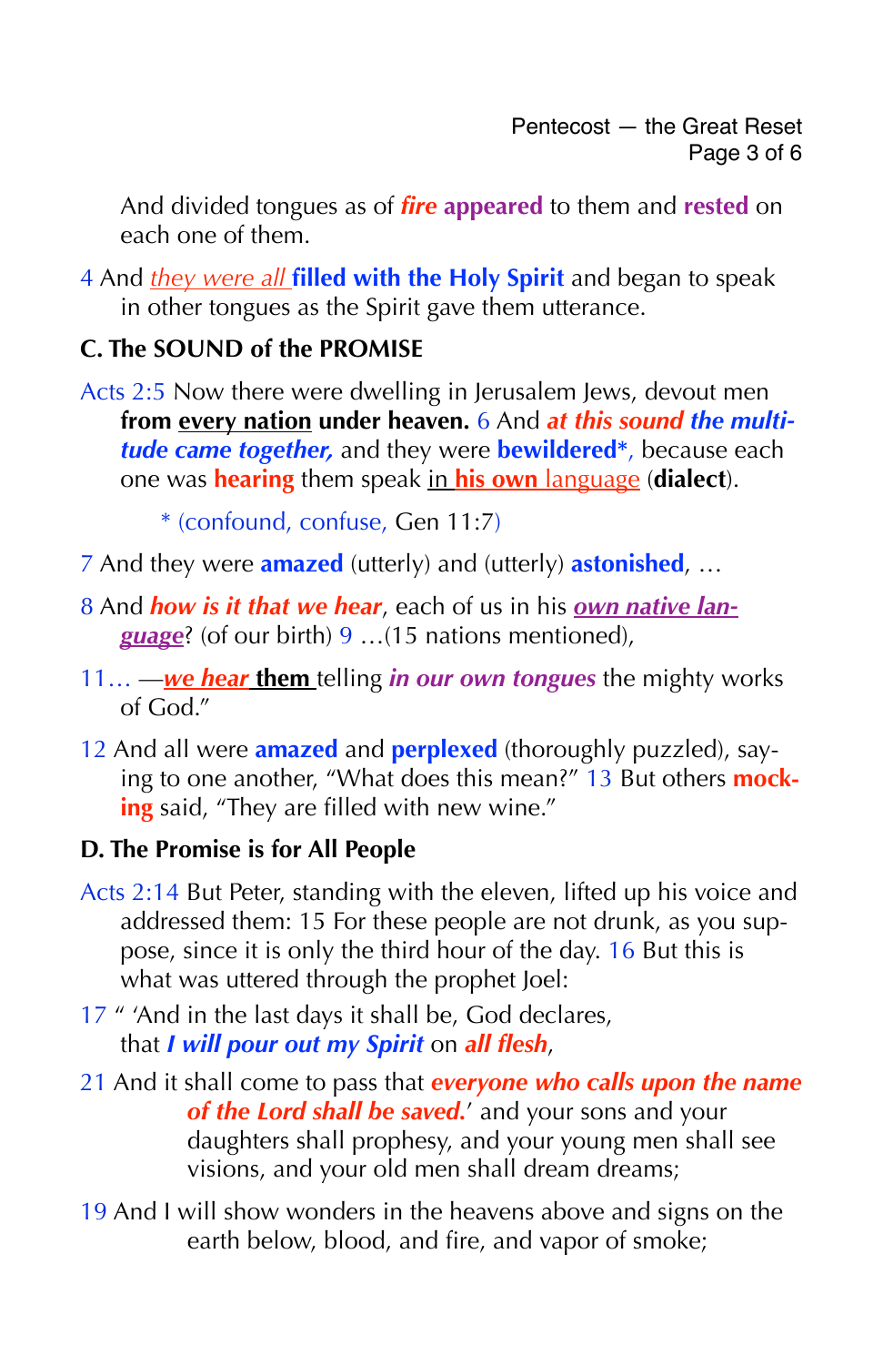And divided tongues as of ***fire*** **appeared** to them and **rested** on each one of them.

4 And *they were all* **filled with the Holy Spirit** and began to speak in other tongues as the Spirit gave them utterance.

### C. The SOUND of the PROMISE

Acts 2:5 Now there were dwelling in Jerusalem Jews, devout men **from every nation under heaven.** 6 And ***at this sound the multitude came together,*** and they were **bewildered***, because each one was **hearing** them speak in **his own** language (**dialect**).

* (confound, confuse, Gen 11:7)

7 And they were **amazed** (utterly) and (utterly) **astonished**, …

8 And ***how is it that we hear***, each of us in his ***own native language***? (of our birth) 9 …(15 nations mentioned),

11… —***we hear*** **them** telling ***in our own tongues*** the mighty works of God."

12 And all were **amazed** and **perplexed** (thoroughly puzzled), saying to one another, "What does this mean?" 13 But others **mocking** said, "They are filled with new wine."

### D. The Promise is for All People

Acts 2:14 But Peter, standing with the eleven, lifted up his voice and addressed them: 15 For these people are not drunk, as you suppose, since it is only the third hour of the day. 16 But this is what was uttered through the prophet Joel:

17 " 'And in the last days it shall be, God declares, that ***I will pour out my Spirit*** on ***all flesh***,

21 And it shall come to pass that ***everyone who calls upon the name of the Lord shall be saved.***' and your sons and your daughters shall prophesy, and your young men shall see visions, and your old men shall dream dreams;

19 And I will show wonders in the heavens above and signs on the earth below, blood, and fire, and vapor of smoke;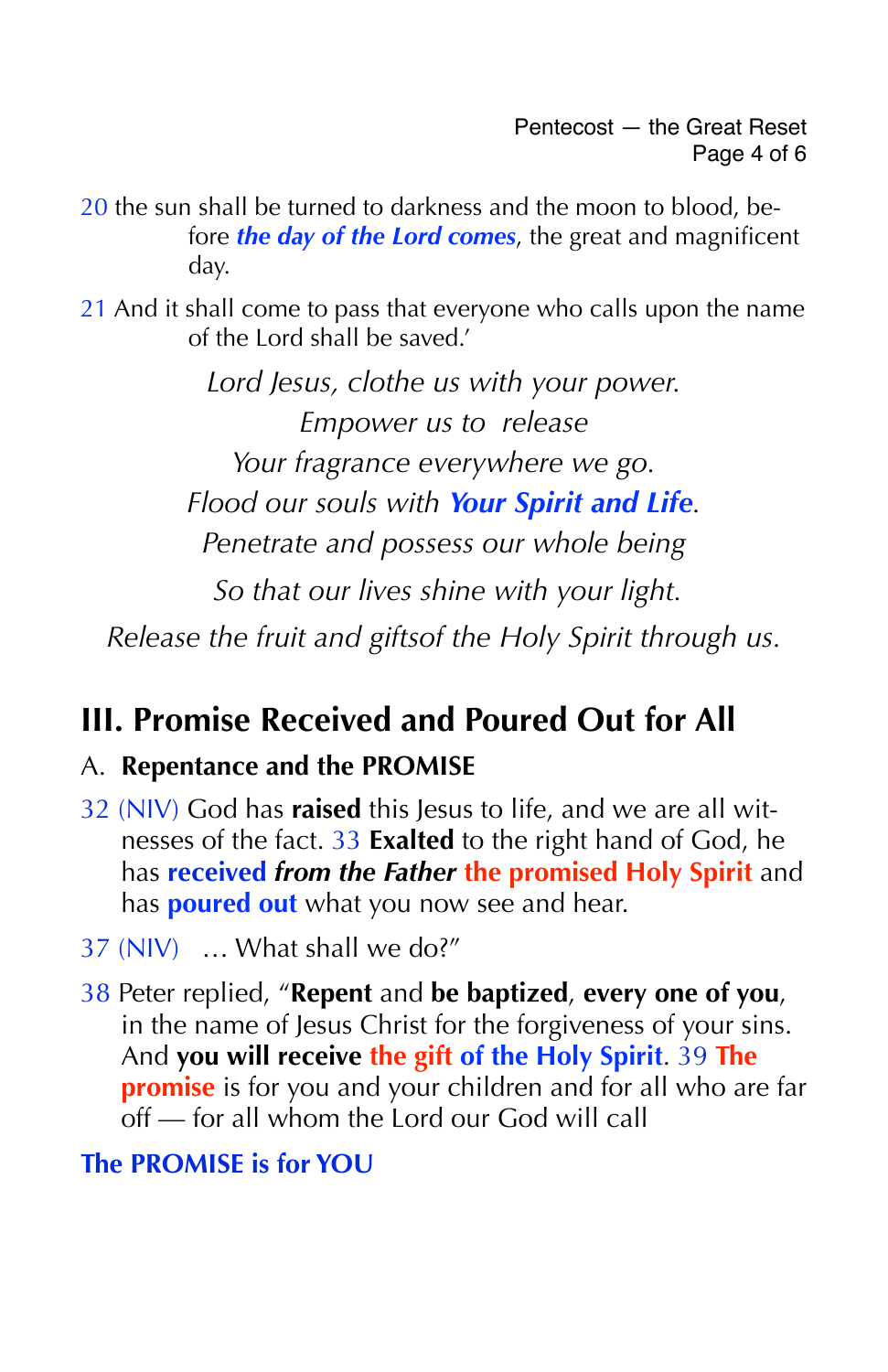20 the sun shall be turned to darkness and the moon to blood, before ***the day of the Lord comes***, the great and magnificent day.

21 And it shall come to pass that everyone who calls upon the name of the Lord shall be saved.'

*Lord Jesus, clothe us with your power.*
*Empower us to release*
*Your fragrance everywhere we go.*
*Flood our souls with **Your Spirit and Life**.*
*Penetrate and possess our whole being*
*So that our lives shine with your light.*
*Release the fruit and giftsof the Holy Spirit through us.*

## III. Promise Received and Poured Out for All

### A. Repentance and the PROMISE

32 (NIV) God has **raised** this Jesus to life, and we are all witnesses of the fact. 33 **Exalted** to the right hand of God, he has **received** ***from the Father*** **the promised Holy Spirit** and has **poured out** what you now see and hear.

37 (NIV) … What shall we do?"

38 Peter replied, "**Repent** and **be baptized**, **every one of you**, in the name of Jesus Christ for the forgiveness of your sins. And **you will receive** **the gift of the Holy Spirit**. 39 **The promise** is for you and your children and for all who are far off — for all whom the Lord our God will call

**The PROMISE is for YOU**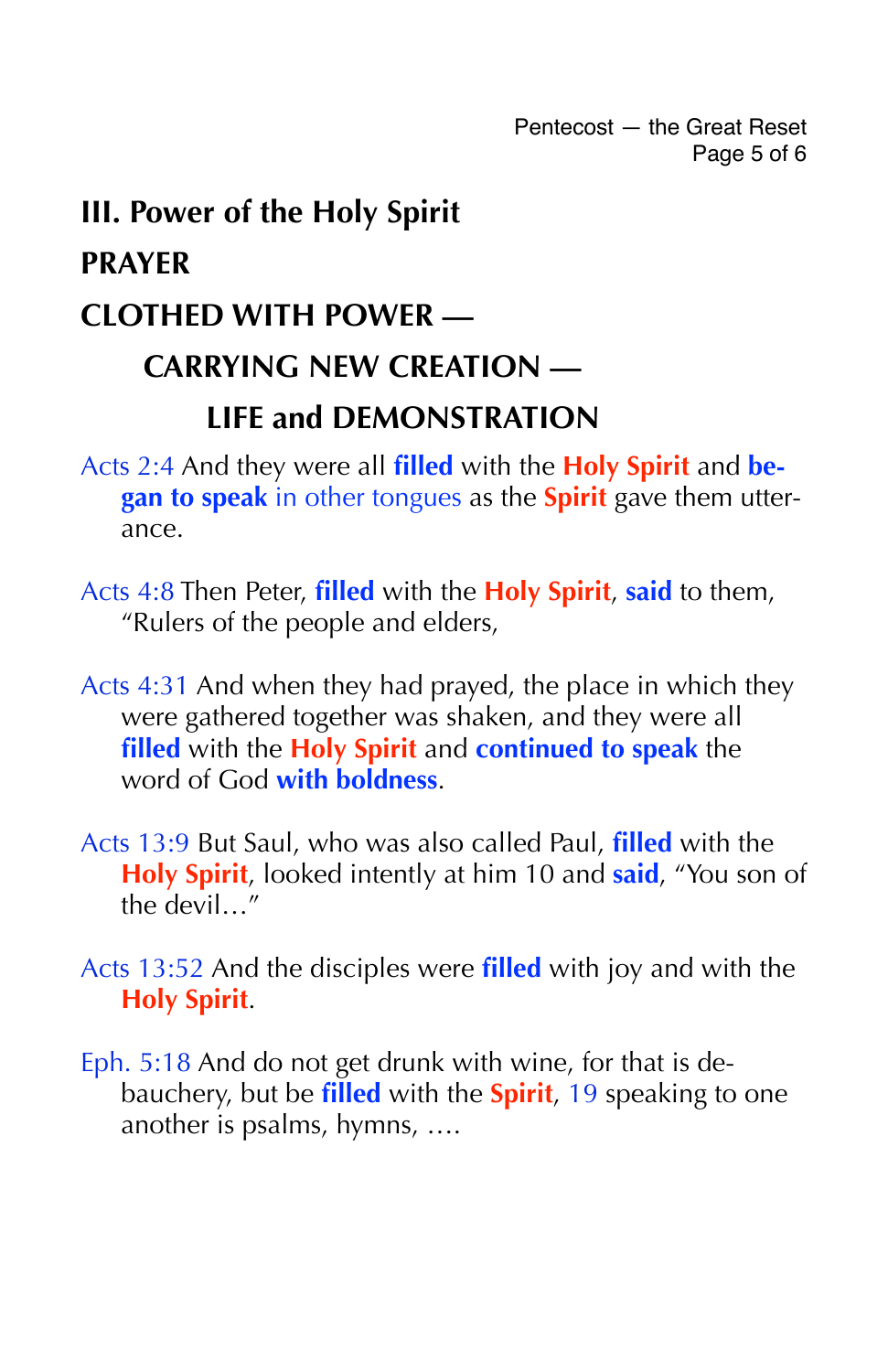## III. Power of the Holy Spirit

**PRAYER**

**CLOTHED WITH POWER —**

**CARRYING NEW CREATION —**

**LIFE and DEMONSTRATION**

Acts 2:4 And they were all **filled** with the **Holy Spirit** and **began to speak** in other tongues as the **Spirit** gave them utterance.

Acts 4:8 Then Peter, **filled** with the **Holy Spirit**, **said** to them, "Rulers of the people and elders,

Acts 4:31 And when they had prayed, the place in which they were gathered together was shaken, and they were all **filled** with the **Holy Spirit** and **continued to speak** the word of God **with boldness**.

Acts 13:9 But Saul, who was also called Paul, **filled** with the **Holy Spirit**, looked intently at him 10 and **said**, "You son of the devil…"

Acts 13:52 And the disciples were **filled** with joy and with the **Holy Spirit**.

Eph. 5:18 And do not get drunk with wine, for that is debauchery, but be **filled** with the **Spirit**, 19 speaking to one another is psalms, hymns, ….